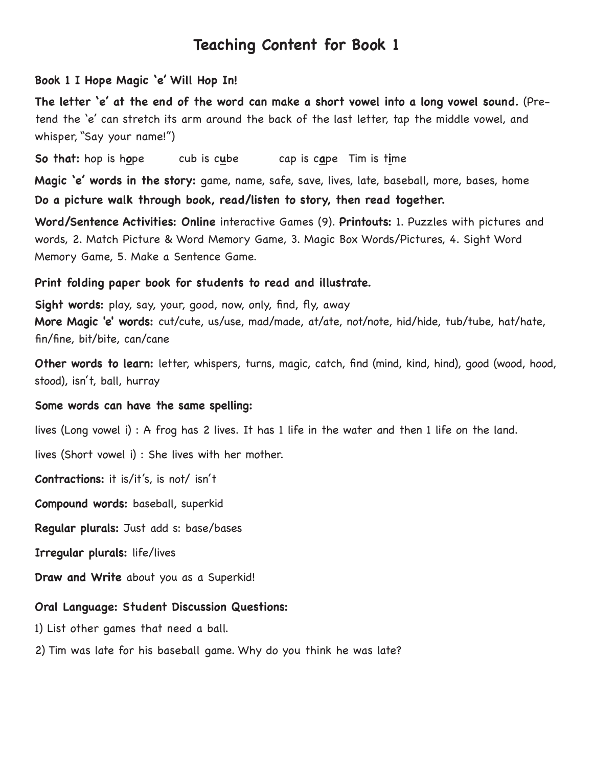# Teaching Content for Book 1

**Book 1 I Hope Magic 'e' Will Hop In!**

**The letter 'e' at the end of the word can make a short vowel into a long vowel sound.** (Pretend the 'e' can stretch its arm around the back of the last letter, tap the middle vowel, and whisper, "Say your name!")

**So that:** hop is h<u>**o**</u>pe  cub is c<u>**u**</u>be  cap is c<u>**a**</u>pe  Tim is t<u>**i**</u>me

**Magic 'e' words in the story:** game, name, safe, save, lives, late, baseball, more, bases, home

**Do a picture walk through book, read/listen to story, then read together.**

**Word/Sentence Activities: Online** interactive Games (9). **Printouts:** 1. Puzzles with pictures and words, 2. Match Picture & Word Memory Game, 3. Magic Box Words/Pictures, 4. Sight Word Memory Game, 5. Make a Sentence Game.

**Print folding paper book for students to read and illustrate.**

**Sight words:** play, say, your, good, now, only, find, fly, away

**More Magic 'e' words:** cut/cute, us/use, mad/made, at/ate, not/note, hid/hide, tub/tube, hat/hate, fin/fine, bit/bite, can/cane

**Other words to learn:** letter, whispers, turns, magic, catch, find (mind, kind, hind), good (wood, hood, stood), isn't, ball, hurray

**Some words can have the same spelling:**

lives (Long vowel i) : A frog has 2 lives. It has 1 life in the water and then 1 life on the land.

lives (Short vowel i) : She lives with her mother.

**Contractions:** it is/it's, is not/ isn't

**Compound words:** baseball, superkid

**Regular plurals:** Just add s: base/bases

**Irregular plurals:** life/lives

**Draw and Write** about you as a Superkid!

**Oral Language: Student Discussion Questions:**

1) List other games that need a ball.

2) Tim was late for his baseball game. Why do you think he was late?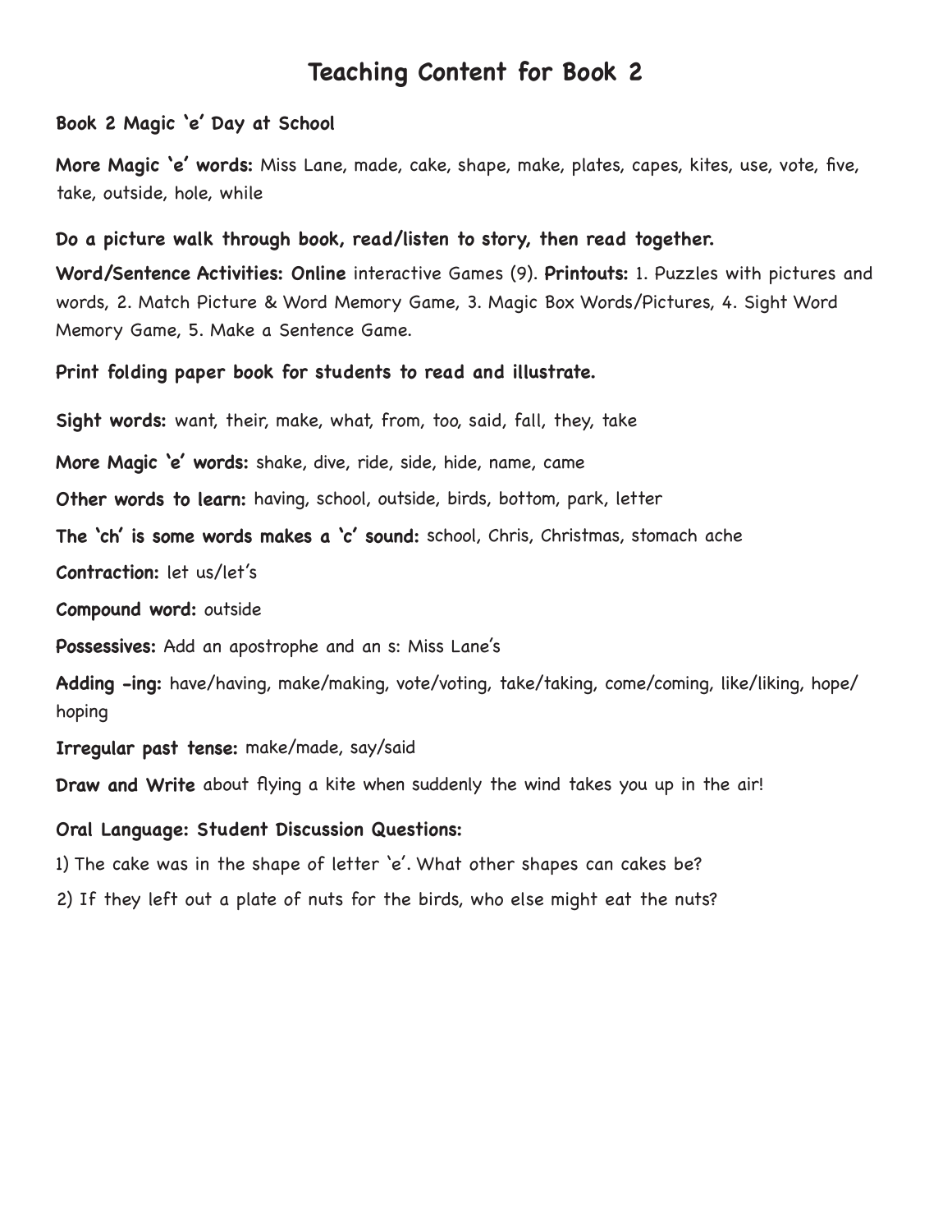# Teaching Content for Book 2

**Book 2 Magic 'e' Day at School**

**More Magic 'e' words:** Miss Lane, made, cake, shape, make, plates, capes, kites, use, vote, five, take, outside, hole, while

**Do a picture walk through book, read/listen to story, then read together.**

**Word/Sentence Activities: Online** interactive Games (9). **Printouts:** 1. Puzzles with pictures and words, 2. Match Picture & Word Memory Game, 3. Magic Box Words/Pictures, 4. Sight Word Memory Game, 5. Make a Sentence Game.

**Print folding paper book for students to read and illustrate.**

**Sight words:** want, their, make, what, from, too, said, fall, they, take

**More Magic 'e' words:** shake, dive, ride, side, hide, name, came

**Other words to learn:** having, school, outside, birds, bottom, park, letter

**The 'ch' is some words makes a 'c' sound:** school, Chris, Christmas, stomach ache

**Contraction:** let us/let's

**Compound word:** outside

**Possessives:** Add an apostrophe and an s: Miss Lane's

**Adding -ing:** have/having, make/making, vote/voting, take/taking, come/coming, like/liking, hope/hoping

**Irregular past tense:** make/made, say/said

**Draw and Write** about flying a kite when suddenly the wind takes you up in the air!

**Oral Language: Student Discussion Questions:**

1) The cake was in the shape of letter 'e'. What other shapes can cakes be?

2) If they left out a plate of nuts for the birds, who else might eat the nuts?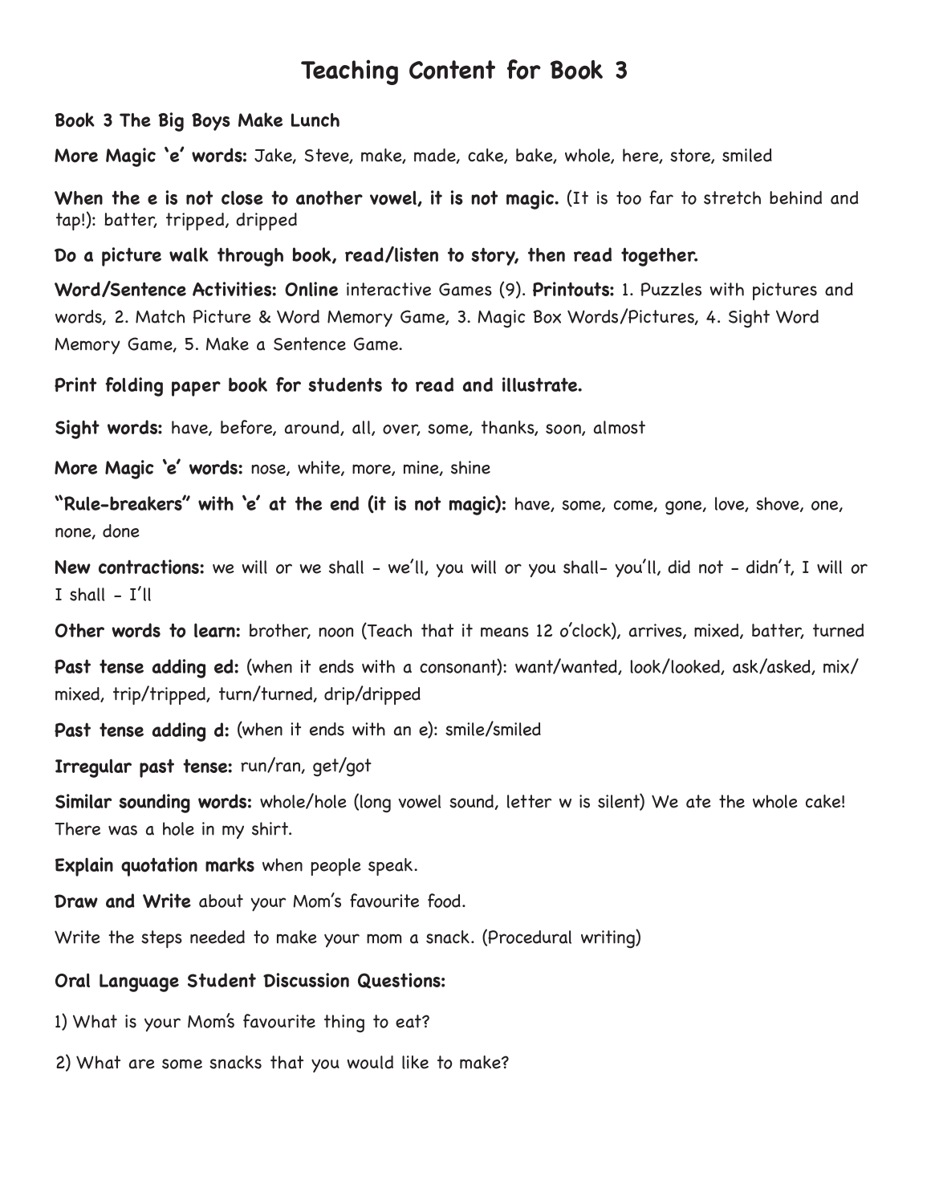# Teaching Content for Book 3

**Book 3 The Big Boys Make Lunch**

**More Magic 'e' words:** Jake, Steve, make, made, cake, bake, whole, here, store, smiled

**When the e is not close to another vowel, it is not magic.** (It is too far to stretch behind and tap!): batter, tripped, dripped

**Do a picture walk through book, read/listen to story, then read together.**

**Word/Sentence Activities: Online** interactive Games (9). **Printouts:** 1. Puzzles with pictures and words, 2. Match Picture & Word Memory Game, 3. Magic Box Words/Pictures, 4. Sight Word Memory Game, 5. Make a Sentence Game.

**Print folding paper book for students to read and illustrate.**

**Sight words:** have, before, around, all, over, some, thanks, soon, almost

**More Magic 'e' words:** nose, white, more, mine, shine

**"Rule-breakers" with 'e' at the end (it is not magic):** have, some, come, gone, love, shove, one, none, done

**New contractions:** we will or we shall - we'll, you will or you shall- you'll, did not - didn't, I will or I shall - I'll

**Other words to learn:** brother, noon (Teach that it means 12 o'clock), arrives, mixed, batter, turned

**Past tense adding ed:** (when it ends with a consonant): want/wanted, look/looked, ask/asked, mix/mixed, trip/tripped, turn/turned, drip/dripped

**Past tense adding d:** (when it ends with an e): smile/smiled

**Irregular past tense:** run/ran, get/got

**Similar sounding words:** whole/hole (long vowel sound, letter w is silent) We ate the whole cake! There was a hole in my shirt.

**Explain quotation marks** when people speak.

**Draw and Write** about your Mom's favourite food.

Write the steps needed to make your mom a snack. (Procedural writing)

**Oral Language Student Discussion Questions:**

1) What is your Mom's favourite thing to eat?

2) What are some snacks that you would like to make?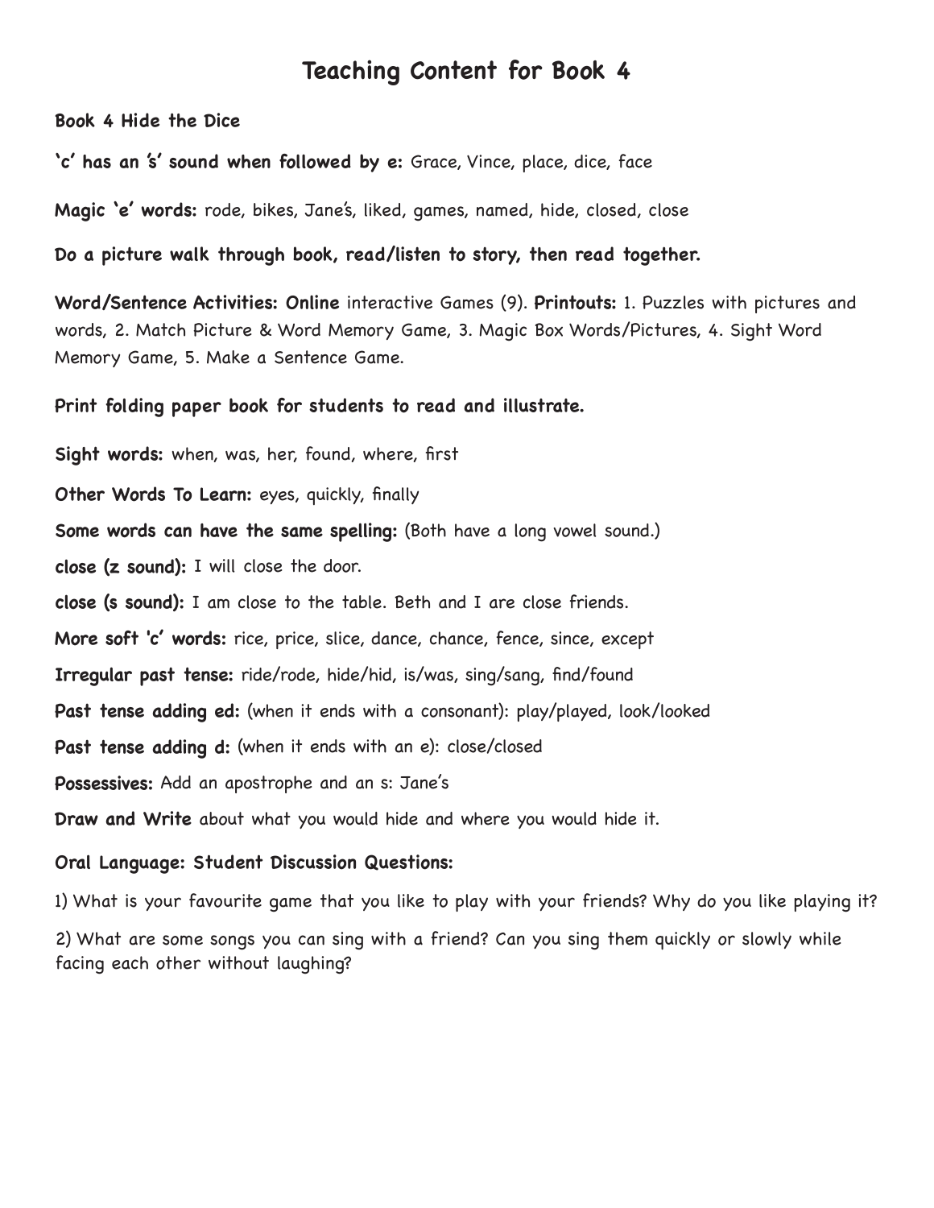# Teaching Content for Book 4

**Book 4 Hide the Dice**

**'c' has an 's' sound when followed by e:** Grace, Vince, place, dice, face

**Magic 'e' words:** rode, bikes, Jane's, liked, games, named, hide, closed, close

**Do a picture walk through book, read/listen to story, then read together.**

**Word/Sentence Activities: Online** interactive Games (9). **Printouts:** 1. Puzzles with pictures and words, 2. Match Picture & Word Memory Game, 3. Magic Box Words/Pictures, 4. Sight Word Memory Game, 5. Make a Sentence Game.

**Print folding paper book for students to read and illustrate.**

**Sight words:** when, was, her, found, where, first

**Other Words To Learn:** eyes, quickly, finally

**Some words can have the same spelling:** (Both have a long vowel sound.)

**close (z sound):** I will close the door.

**close (s sound):** I am close to the table. Beth and I are close friends.

**More soft 'c' words:** rice, price, slice, dance, chance, fence, since, except

**Irregular past tense:** ride/rode, hide/hid, is/was, sing/sang, find/found

**Past tense adding ed:** (when it ends with a consonant): play/played, look/looked

**Past tense adding d:** (when it ends with an e): close/closed

**Possessives:** Add an apostrophe and an s: Jane's

**Draw and Write** about what you would hide and where you would hide it.

**Oral Language: Student Discussion Questions:**

1) What is your favourite game that you like to play with your friends? Why do you like playing it?

2) What are some songs you can sing with a friend? Can you sing them quickly or slowly while facing each other without laughing?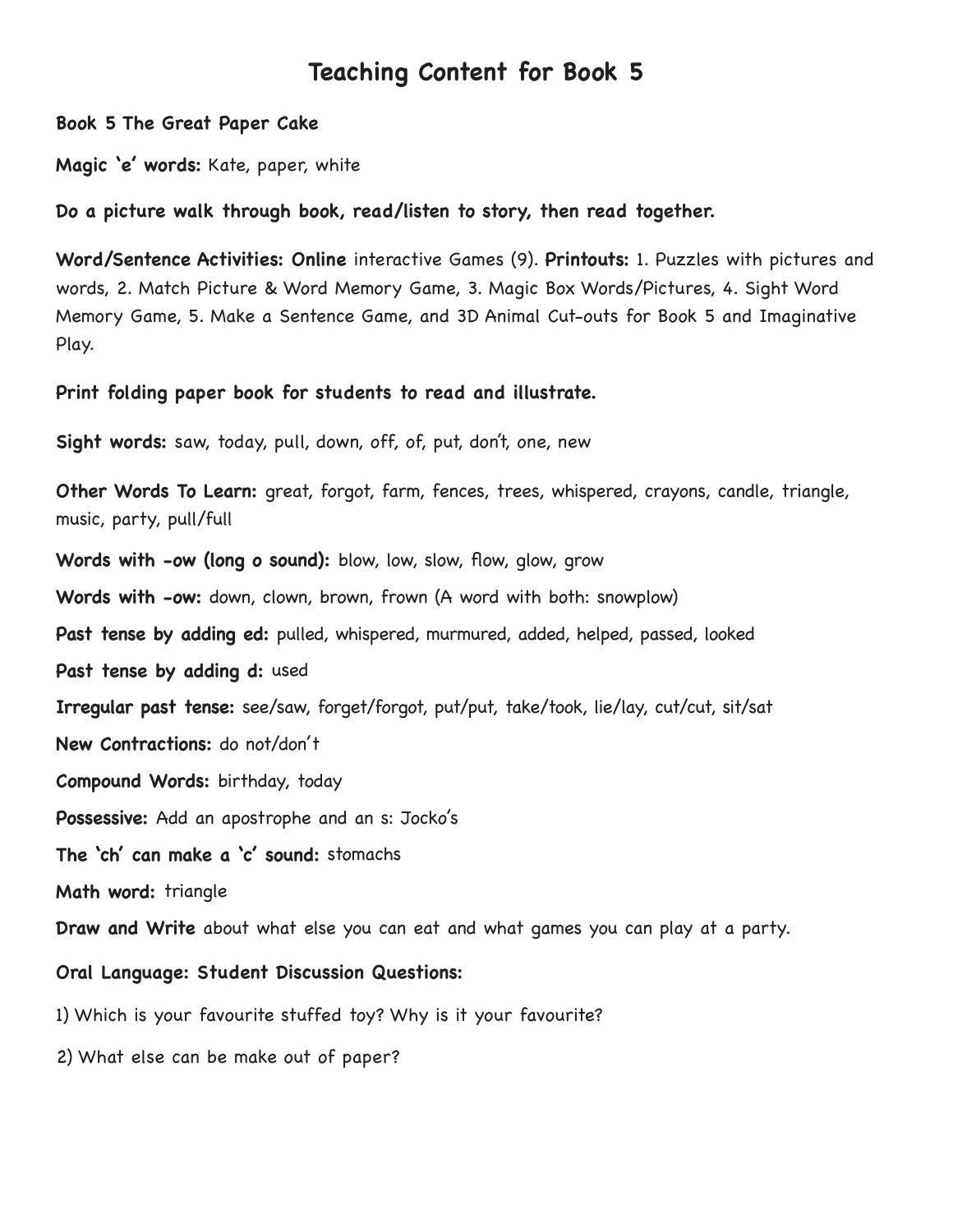# Teaching Content for Book 5

**Book 5 The Great Paper Cake**

**Magic 'e' words:** Kate, paper, white

**Do a picture walk through book, read/listen to story, then read together.**

**Word/Sentence Activities: Online** interactive Games (9). **Printouts:** 1. Puzzles with pictures and words, 2. Match Picture & Word Memory Game, 3. Magic Box Words/Pictures, 4. Sight Word Memory Game, 5. Make a Sentence Game, and 3D Animal Cut-outs for Book 5 and Imaginative Play.

**Print folding paper book for students to read and illustrate.**

**Sight words:** saw, today, pull, down, off, of, put, don't, one, new

**Other Words To Learn:** great, forgot, farm, fences, trees, whispered, crayons, candle, triangle, music, party, pull/full

**Words with -ow (long o sound):** blow, low, slow, flow, glow, grow

**Words with -ow:** down, clown, brown, frown (A word with both: snowplow)

**Past tense by adding ed:** pulled, whispered, murmured, added, helped, passed, looked

**Past tense by adding d:** used

**Irregular past tense:** see/saw, forget/forgot, put/put, take/took, lie/lay, cut/cut, sit/sat

**New Contractions:** do not/don't

**Compound Words:** birthday, today

**Possessive:** Add an apostrophe and an s: Jocko's

**The 'ch' can make a 'c' sound:** stomachs

**Math word:** triangle

**Draw and Write** about what else you can eat and what games you can play at a party.

**Oral Language: Student Discussion Questions:**

1) Which is your favourite stuffed toy? Why is it your favourite?

2) What else can be make out of paper?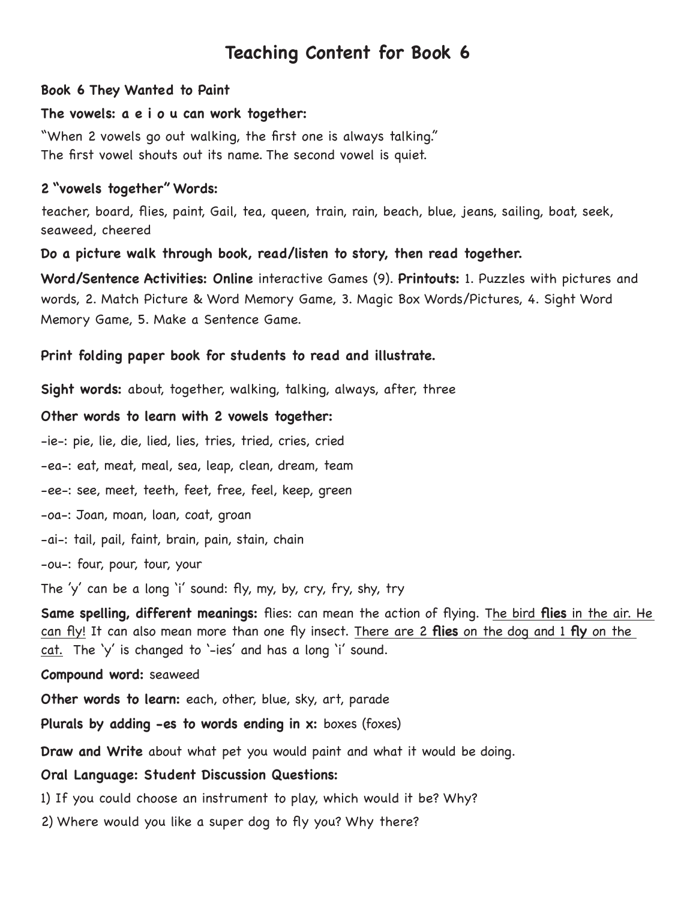# Teaching Content for Book 6

**Book 6 They Wanted to Paint**

**The vowels: a e i o u can work together:**

"When 2 vowels go out walking, the first one is always talking."
The first vowel shouts out its name. The second vowel is quiet.

**2 "vowels together" Words:**

teacher, board, flies, paint, Gail, tea, queen, train, rain, beach, blue, jeans, sailing, boat, seek, seaweed, cheered

**Do a picture walk through book, read/listen to story, then read together.**

**Word/Sentence Activities: Online** interactive Games (9). **Printouts:** 1. Puzzles with pictures and words, 2. Match Picture & Word Memory Game, 3. Magic Box Words/Pictures, 4. Sight Word Memory Game, 5. Make a Sentence Game.

**Print folding paper book for students to read and illustrate.**

**Sight words:** about, together, walking, talking, always, after, three

**Other words to learn with 2 vowels together:**

-ie-: pie, lie, die, lied, lies, tries, tried, cries, cried

-ea-: eat, meat, meal, sea, leap, clean, dream, team

-ee-: see, meet, teeth, feet, free, feel, keep, green

-oa-: Joan, moan, loan, coat, groan

-ai-: tail, pail, faint, brain, pain, stain, chain

-ou-: four, pour, tour, your

The 'y' can be a long 'i' sound: fly, my, by, cry, fry, shy, try

**Same spelling, different meanings:** flies: can mean the action of flying. The bird **flies** in the air. He can fly! It can also mean more than one fly insect. There are 2 **flies** on the dog and 1 **fly** on the cat. The 'y' is changed to '-ies' and has a long 'i' sound.

**Compound word:** seaweed

**Other words to learn:** each, other, blue, sky, art, parade

**Plurals by adding -es to words ending in x:** boxes (foxes)

**Draw and Write** about what pet you would paint and what it would be doing.

**Oral Language: Student Discussion Questions:**

1) If you could choose an instrument to play, which would it be? Why?

2) Where would you like a super dog to fly you? Why there?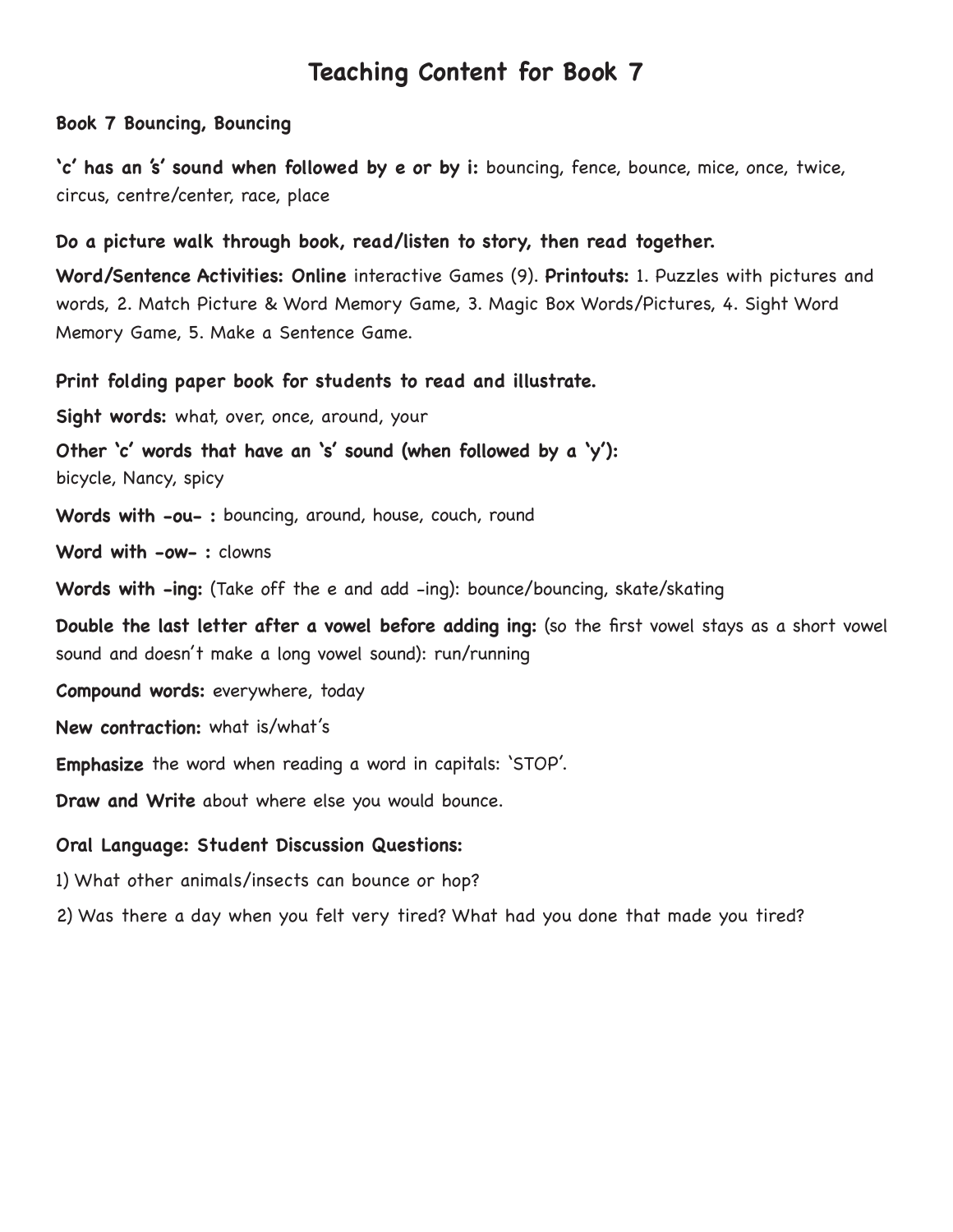# Teaching Content for Book 7

**Book 7 Bouncing, Bouncing**

**'c' has an 's' sound when followed by e or by i:** bouncing, fence, bounce, mice, once, twice, circus, centre/center, race, place

**Do a picture walk through book, read/listen to story, then read together.**

**Word/Sentence Activities: Online** interactive Games (9). **Printouts:** 1. Puzzles with pictures and words, 2. Match Picture & Word Memory Game, 3. Magic Box Words/Pictures, 4. Sight Word Memory Game, 5. Make a Sentence Game.

**Print folding paper book for students to read and illustrate.**

**Sight words:** what, over, once, around, your

**Other 'c' words that have an 's' sound (when followed by a 'y'):**
bicycle, Nancy, spicy

**Words with -ou- :** bouncing, around, house, couch, round

**Word with -ow- :** clowns

**Words with -ing:** (Take off the e and add -ing): bounce/bouncing, skate/skating

**Double the last letter after a vowel before adding ing:** (so the first vowel stays as a short vowel sound and doesn't make a long vowel sound): run/running

**Compound words:** everywhere, today

**New contraction:** what is/what's

**Emphasize** the word when reading a word in capitals: 'STOP'.

**Draw and Write** about where else you would bounce.

**Oral Language: Student Discussion Questions:**

1) What other animals/insects can bounce or hop?

2) Was there a day when you felt very tired? What had you done that made you tired?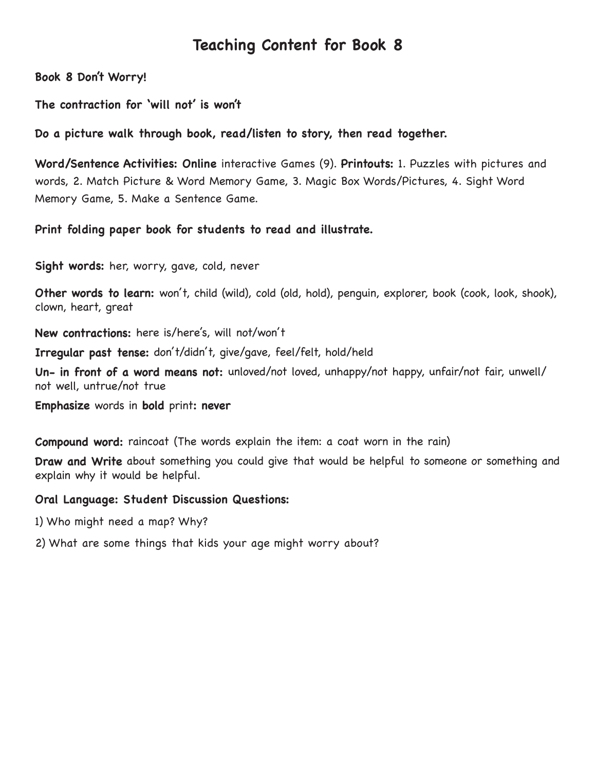# Teaching Content for Book 8

**Book 8 Don't Worry!**

**The contraction for 'will not' is won't**

**Do a picture walk through book, read/listen to story, then read together.**

**Word/Sentence Activities: Online** interactive Games (9). **Printouts:** 1. Puzzles with pictures and words, 2. Match Picture & Word Memory Game, 3. Magic Box Words/Pictures, 4. Sight Word Memory Game, 5. Make a Sentence Game.

**Print folding paper book for students to read and illustrate.**

**Sight words:** her, worry, gave, cold, never

**Other words to learn:** won't, child (wild), cold (old, hold), penguin, explorer, book (cook, look, shook), clown, heart, great

**New contractions:** here is/here's, will not/won't

**Irregular past tense:** don't/didn't, give/gave, feel/felt, hold/held

**Un- in front of a word means not:** unloved/not loved, unhappy/not happy, unfair/not fair, unwell/not well, untrue/not true

**Emphasize** words in **bold** print**: never**

**Compound word:** raincoat (The words explain the item: a coat worn in the rain)

**Draw and Write** about something you could give that would be helpful to someone or something and explain why it would be helpful.

**Oral Language: Student Discussion Questions:**

1) Who might need a map? Why?

2) What are some things that kids your age might worry about?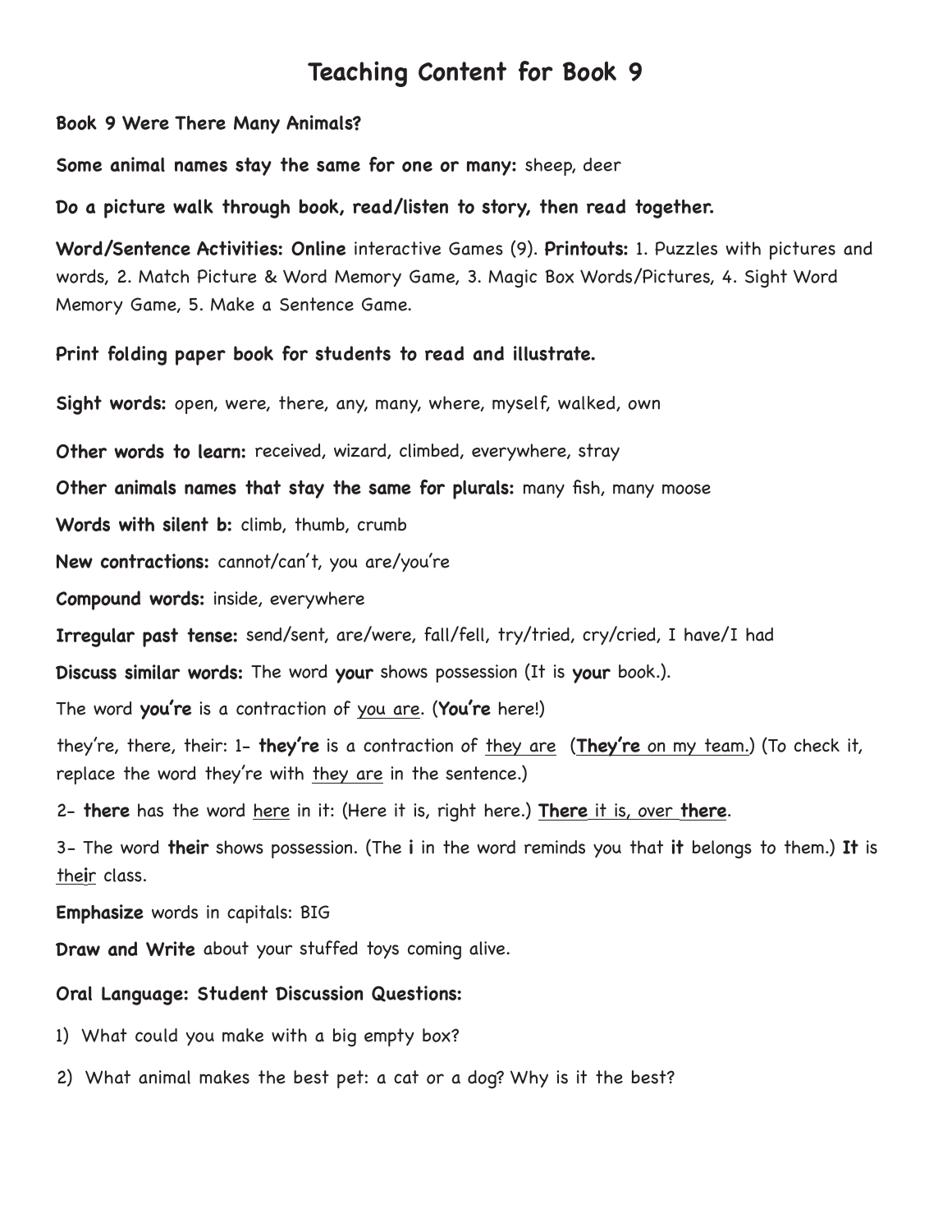# Teaching Content for Book 9

**Book 9 Were There Many Animals?**

**Some animal names stay the same for one or many:** sheep, deer

**Do a picture walk through book, read/listen to story, then read together.**

**Word/Sentence Activities: Online** interactive Games (9). **Printouts:** 1. Puzzles with pictures and words, 2. Match Picture & Word Memory Game, 3. Magic Box Words/Pictures, 4. Sight Word Memory Game, 5. Make a Sentence Game.

**Print folding paper book for students to read and illustrate.**

**Sight words:** open, were, there, any, many, where, myself, walked, own

**Other words to learn:** received, wizard, climbed, everywhere, stray

**Other animals names that stay the same for plurals:** many fish, many moose

**Words with silent b:** climb, thumb, crumb

**New contractions:** cannot/can't, you are/you're

**Compound words:** inside, everywhere

**Irregular past tense:** send/sent, are/were, fall/fell, try/tried, cry/cried, I have/I had

**Discuss similar words:** The word **your** shows possession (It is **your** book.).

The word **you're** is a contraction of <u>you are</u>. (**You're** here!)

they're, there, their: 1- **they're** is a contraction of <u>they are</u> (<u>**They're** on my team.</u>) (To check it, replace the word they're with <u>they are</u> in the sentence.)

2- **there** has the word <u>here</u> in it: (Here it is, right here.) <u>**There** it is, over **there**</u>.

3- The word **their** shows possession. (The **i** in the word reminds you that **it** belongs to them.) **It** is <u>their</u> class.

**Emphasize** words in capitals: BIG

**Draw and Write** about your stuffed toys coming alive.

**Oral Language: Student Discussion Questions:**

1) What could you make with a big empty box?

2) What animal makes the best pet: a cat or a dog? Why is it the best?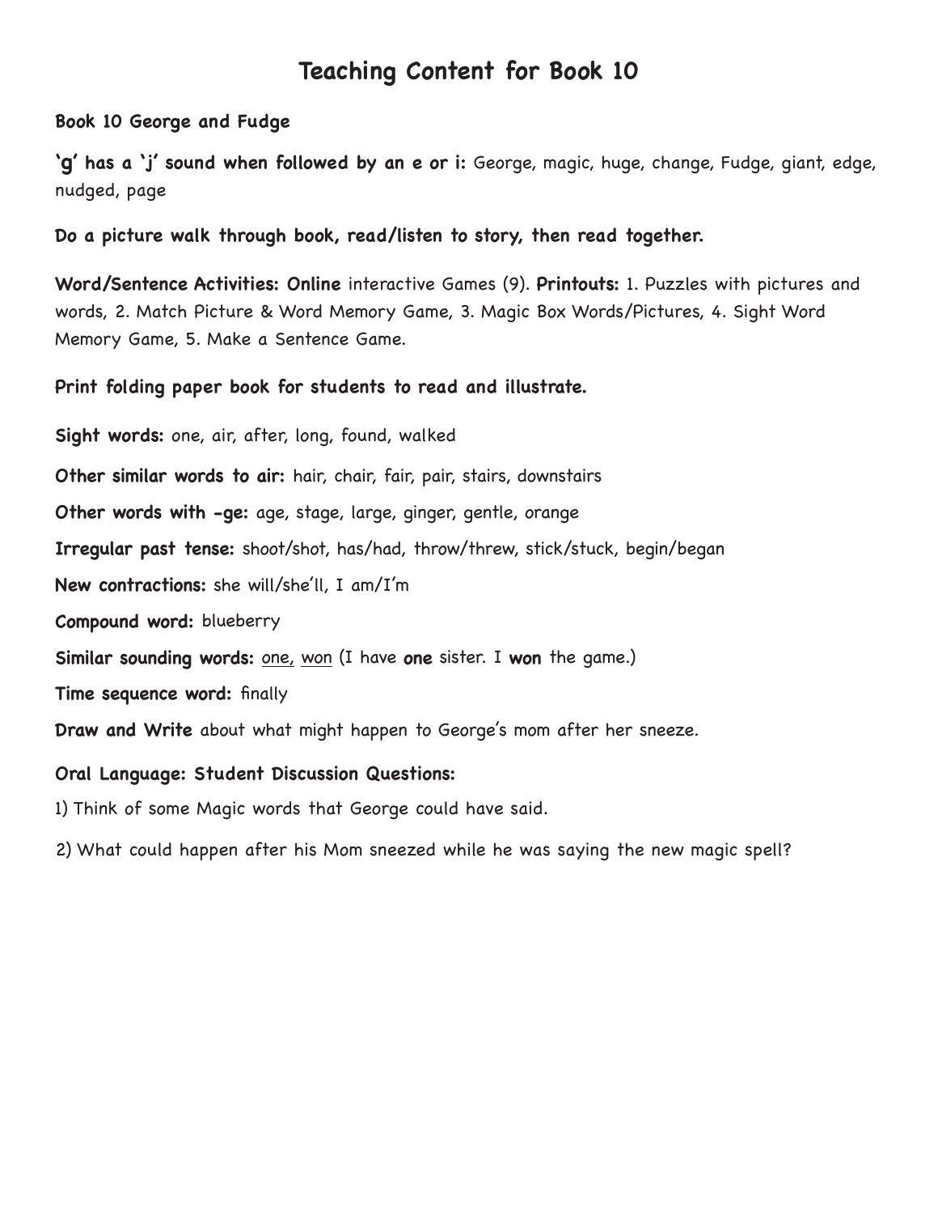# Teaching Content for Book 10

**Book 10 George and Fudge**

**'g' has a 'j' sound when followed by an e or i:** George, magic, huge, change, Fudge, giant, edge, nudged, page

**Do a picture walk through book, read/listen to story, then read together.**

**Word/Sentence Activities: Online** interactive Games (9). **Printouts:** 1. Puzzles with pictures and words, 2. Match Picture & Word Memory Game, 3. Magic Box Words/Pictures, 4. Sight Word Memory Game, 5. Make a Sentence Game.

**Print folding paper book for students to read and illustrate.**

**Sight words:** one, air, after, long, found, walked

**Other similar words to air:** hair, chair, fair, pair, stairs, downstairs

**Other words with -ge:** age, stage, large, ginger, gentle, orange

**Irregular past tense:** shoot/shot, has/had, throw/threw, stick/stuck, begin/began

**New contractions:** she will/she'll, I am/I'm

**Compound word:** blueberry

**Similar sounding words:** <u>one,</u> <u>won</u> (I have **one** sister. I **won** the game.)

**Time sequence word:** finally

**Draw and Write** about what might happen to George's mom after her sneeze.

**Oral Language: Student Discussion Questions:**

1) Think of some Magic words that George could have said.

2) What could happen after his Mom sneezed while he was saying the new magic spell?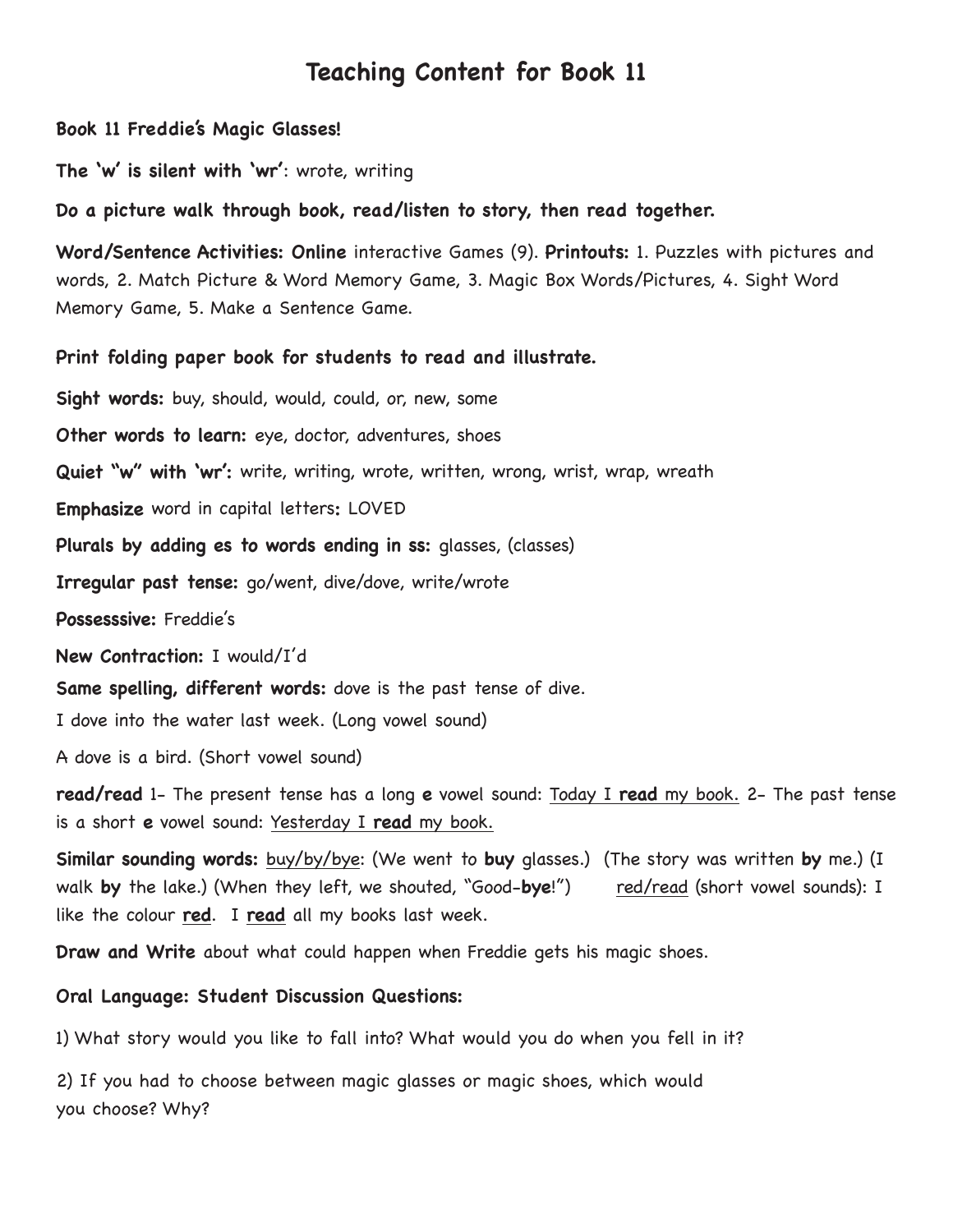# Teaching Content for Book 11

**Book 11 Freddie's Magic Glasses!**

**The 'w' is silent with 'wr'**: wrote, writing

**Do a picture walk through book, read/listen to story, then read together.**

**Word/Sentence Activities: Online** interactive Games (9). **Printouts:** 1. Puzzles with pictures and words, 2. Match Picture & Word Memory Game, 3. Magic Box Words/Pictures, 4. Sight Word Memory Game, 5. Make a Sentence Game.

**Print folding paper book for students to read and illustrate.**

**Sight words:** buy, should, would, could, or, new, some

**Other words to learn:** eye, doctor, adventures, shoes

**Quiet "w" with 'wr':** write, writing, wrote, written, wrong, wrist, wrap, wreath

**Emphasize** word in capital letters**:** LOVED

**Plurals by adding es to words ending in ss:** glasses, (classes)

**Irregular past tense:** go/went, dive/dove, write/wrote

**Possesssive:** Freddie's

**New Contraction:** I would/I'd

**Same spelling, different words:** dove is the past tense of dive.

I dove into the water last week. (Long vowel sound)

A dove is a bird. (Short vowel sound)

**read/read** 1- The present tense has a long **e** vowel sound: <u>Today I **read** my book.</u> 2- The past tense is a short **e** vowel sound: <u>Yesterday I **read** my book.</u>

**Similar sounding words:** <u>buy/by/bye</u>: (We went to **buy** glasses.) (The story was written **by** me.) (I walk **by** the lake.) (When they left, we shouted, "Good-**bye**!") <u>red/read</u> (short vowel sounds): I like the colour **<u>red</u>**. I **<u>read</u>** all my books last week.

**Draw and Write** about what could happen when Freddie gets his magic shoes.

**Oral Language: Student Discussion Questions:**

1) What story would you like to fall into? What would you do when you fell in it?

2) If you had to choose between magic glasses or magic shoes, which would you choose? Why?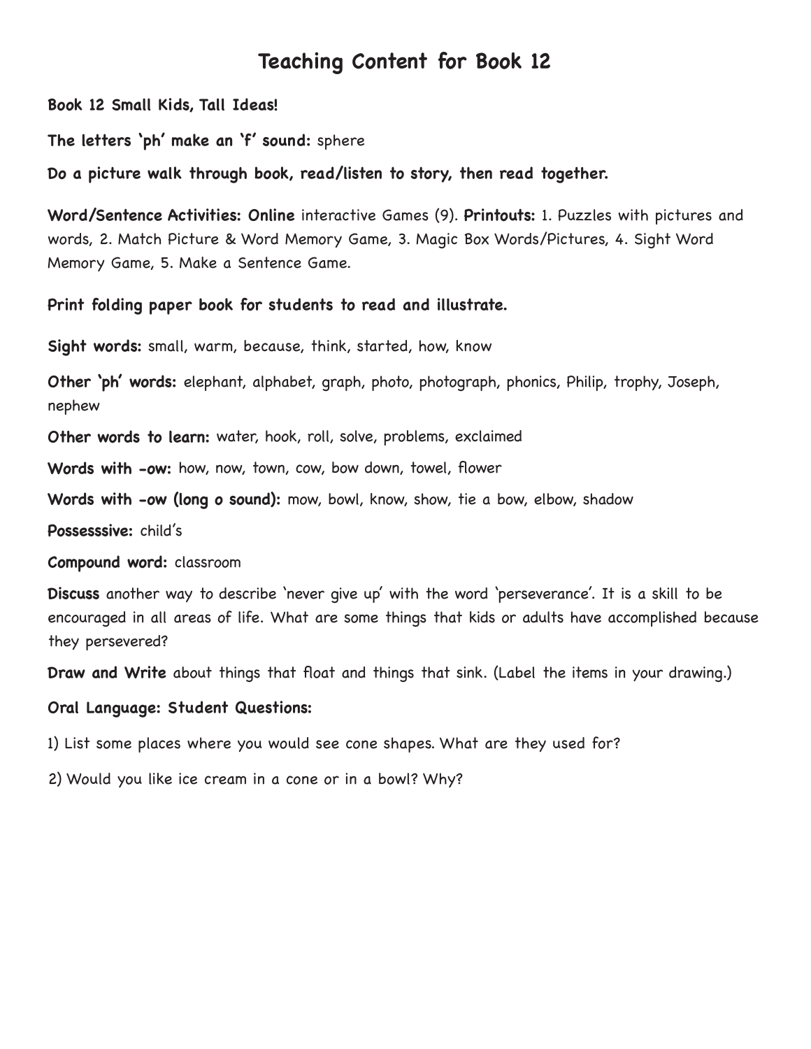# Teaching Content for Book 12

**Book 12 Small Kids, Tall Ideas!**

**The letters 'ph' make an 'f' sound:** sphere

**Do a picture walk through book, read/listen to story, then read together.**

**Word/Sentence Activities: Online** interactive Games (9). **Printouts:** 1. Puzzles with pictures and words, 2. Match Picture & Word Memory Game, 3. Magic Box Words/Pictures, 4. Sight Word Memory Game, 5. Make a Sentence Game.

**Print folding paper book for students to read and illustrate.**

**Sight words:** small, warm, because, think, started, how, know

**Other 'ph' words:** elephant, alphabet, graph, photo, photograph, phonics, Philip, trophy, Joseph, nephew

**Other words to learn:** water, hook, roll, solve, problems, exclaimed

**Words with -ow:** how, now, town, cow, bow down, towel, flower

**Words with -ow (long o sound):** mow, bowl, know, show, tie a bow, elbow, shadow

**Possesssive:** child's

**Compound word:** classroom

**Discuss** another way to describe 'never give up' with the word 'perseverance'. It is a skill to be encouraged in all areas of life. What are some things that kids or adults have accomplished because they persevered?

**Draw and Write** about things that float and things that sink. (Label the items in your drawing.)

**Oral Language: Student Questions:**

1) List some places where you would see cone shapes. What are they used for?

2) Would you like ice cream in a cone or in a bowl? Why?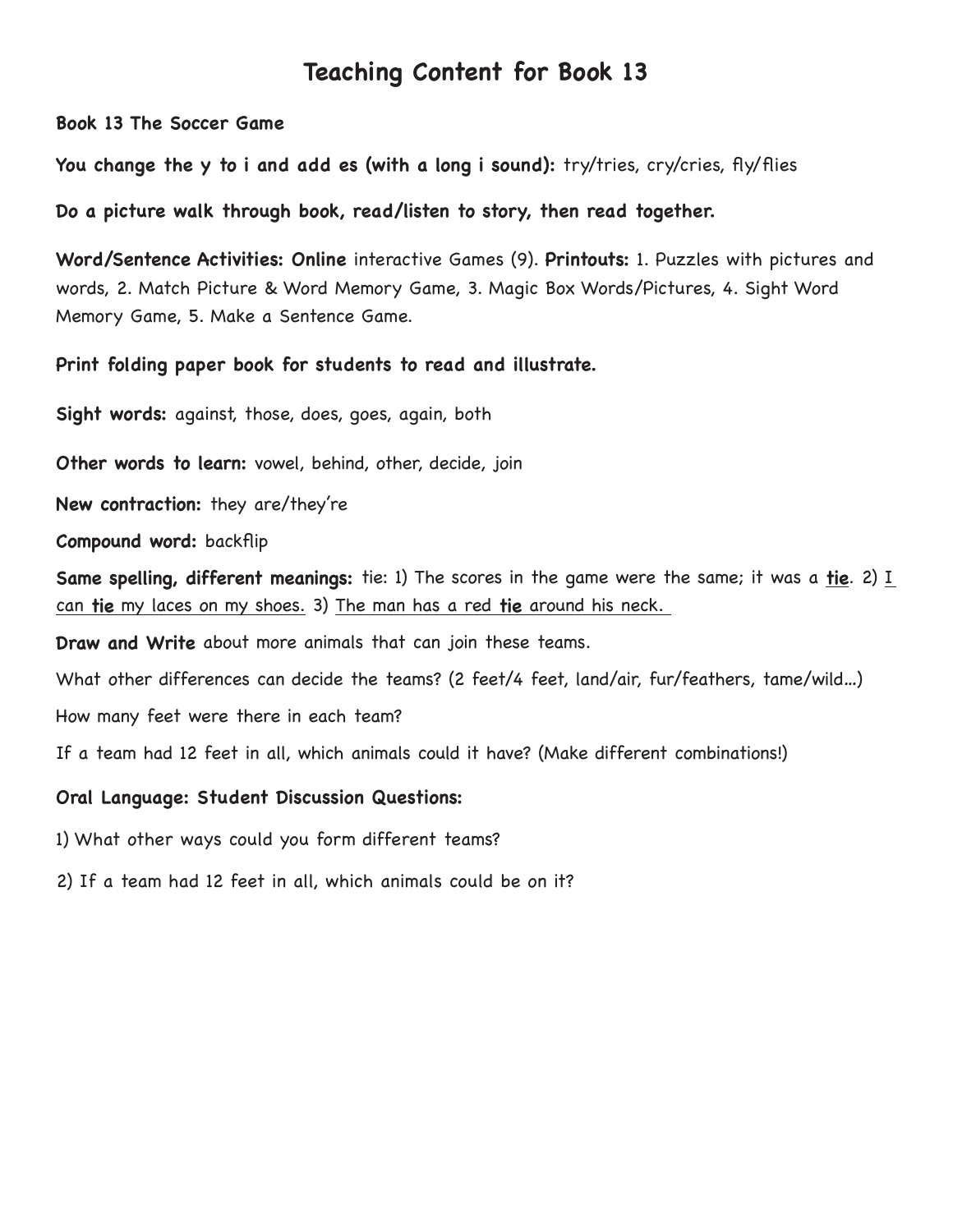# Teaching Content for Book 13

**Book 13 The Soccer Game**

**You change the y to i and add es (with a long i sound):** try/tries, cry/cries, fly/flies

**Do a picture walk through book, read/listen to story, then read together.**

**Word/Sentence Activities: Online** interactive Games (9). **Printouts:** 1. Puzzles with pictures and words, 2. Match Picture & Word Memory Game, 3. Magic Box Words/Pictures, 4. Sight Word Memory Game, 5. Make a Sentence Game.

**Print folding paper book for students to read and illustrate.**

**Sight words:** against, those, does, goes, again, both

**Other words to learn:** vowel, behind, other, decide, join

**New contraction:** they are/they're

**Compound word:** backflip

**Same spelling, different meanings:** tie: 1) The scores in the game were the same; it was a **tie**. 2) I can **tie** my laces on my shoes. 3) The man has a red **tie** around his neck.

**Draw and Write** about more animals that can join these teams.

What other differences can decide the teams? (2 feet/4 feet, land/air, fur/feathers, tame/wild...)

How many feet were there in each team?

If a team had 12 feet in all, which animals could it have? (Make different combinations!)

**Oral Language: Student Discussion Questions:**

1) What other ways could you form different teams?

2) If a team had 12 feet in all, which animals could be on it?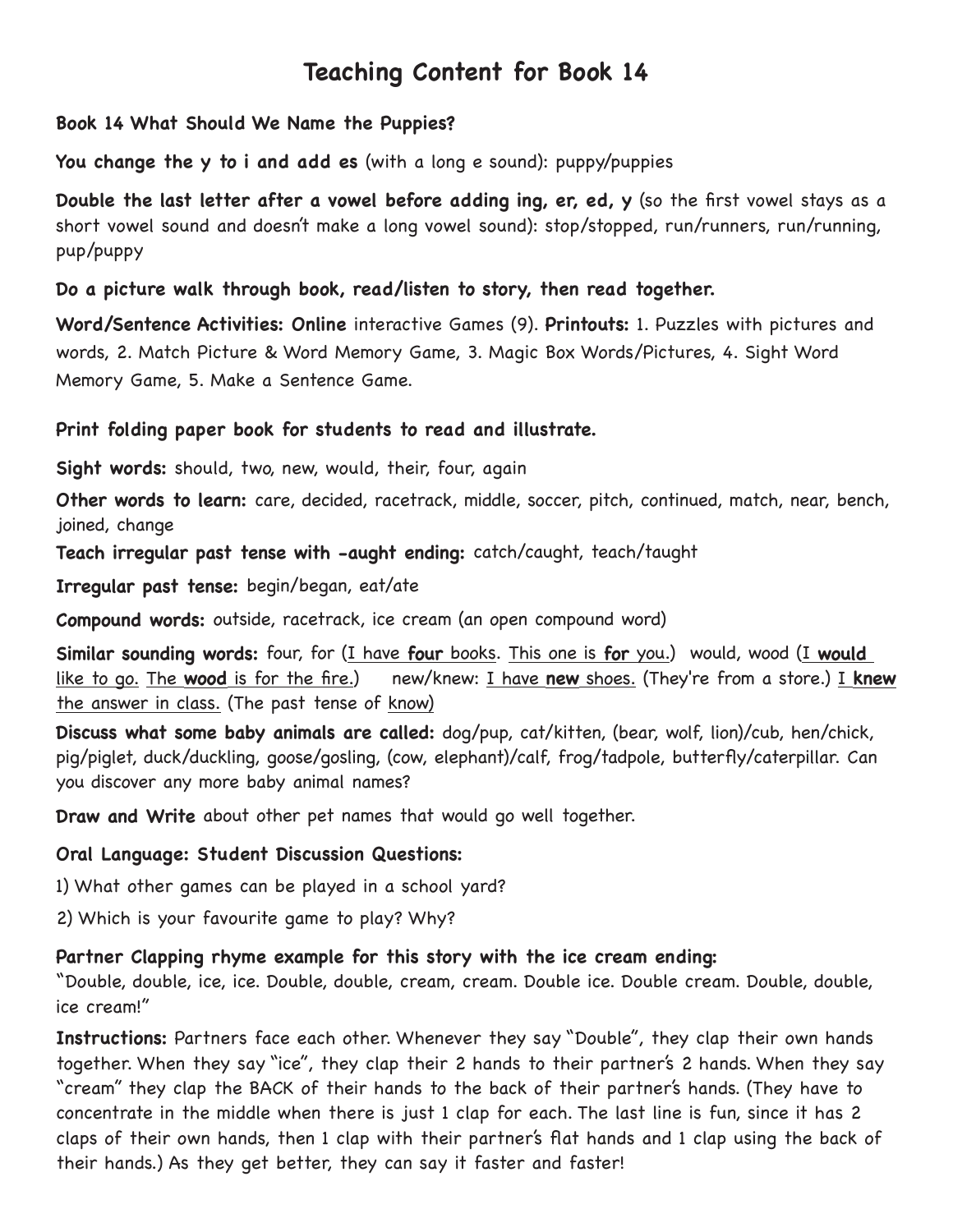# Teaching Content for Book 14

**Book 14 What Should We Name the Puppies?**

**You change the y to i and add es** (with a long e sound): puppy/puppies

**Double the last letter after a vowel before adding ing, er, ed, y** (so the first vowel stays as a short vowel sound and doesn't make a long vowel sound): stop/stopped, run/runners, run/running, pup/puppy

**Do a picture walk through book, read/listen to story, then read together.**

**Word/Sentence Activities: Online** interactive Games (9). **Printouts:** 1. Puzzles with pictures and words, 2. Match Picture & Word Memory Game, 3. Magic Box Words/Pictures, 4. Sight Word Memory Game, 5. Make a Sentence Game.

**Print folding paper book for students to read and illustrate.**

**Sight words:** should, two, new, would, their, four, again

**Other words to learn:** care, decided, racetrack, middle, soccer, pitch, continued, match, near, bench, joined, change

**Teach irregular past tense with -aught ending:** catch/caught, teach/taught

**Irregular past tense:** begin/began, eat/ate

**Compound words:** outside, racetrack, ice cream (an open compound word)

**Similar sounding words:** four, for (<u>I have **four** books</u>. <u>This one is **for** you.</u>) would, wood (<u>I **would** like to go.</u> <u>The **wood** is for the fire.</u>) new/knew: <u>I have **new** shoes.</u> (They're from a store.) <u>I **knew** the answer in class.</u> (The past tense of <u>know</u>)

**Discuss what some baby animals are called:** dog/pup, cat/kitten, (bear, wolf, lion)/cub, hen/chick, pig/piglet, duck/duckling, goose/gosling, (cow, elephant)/calf, frog/tadpole, butterfly/caterpillar. Can you discover any more baby animal names?

**Draw and Write** about other pet names that would go well together.

**Oral Language: Student Discussion Questions:**

1) What other games can be played in a school yard?

2) Which is your favourite game to play? Why?

**Partner Clapping rhyme example for this story with the ice cream ending:**
"Double, double, ice, ice. Double, double, cream, cream. Double ice. Double cream. Double, double, ice cream!"

**Instructions:** Partners face each other. Whenever they say "Double", they clap their own hands together. When they say "ice", they clap their 2 hands to their partner's 2 hands. When they say "cream" they clap the BACK of their hands to the back of their partner's hands. (They have to concentrate in the middle when there is just 1 clap for each. The last line is fun, since it has 2 claps of their own hands, then 1 clap with their partner's flat hands and 1 clap using the back of their hands.) As they get better, they can say it faster and faster!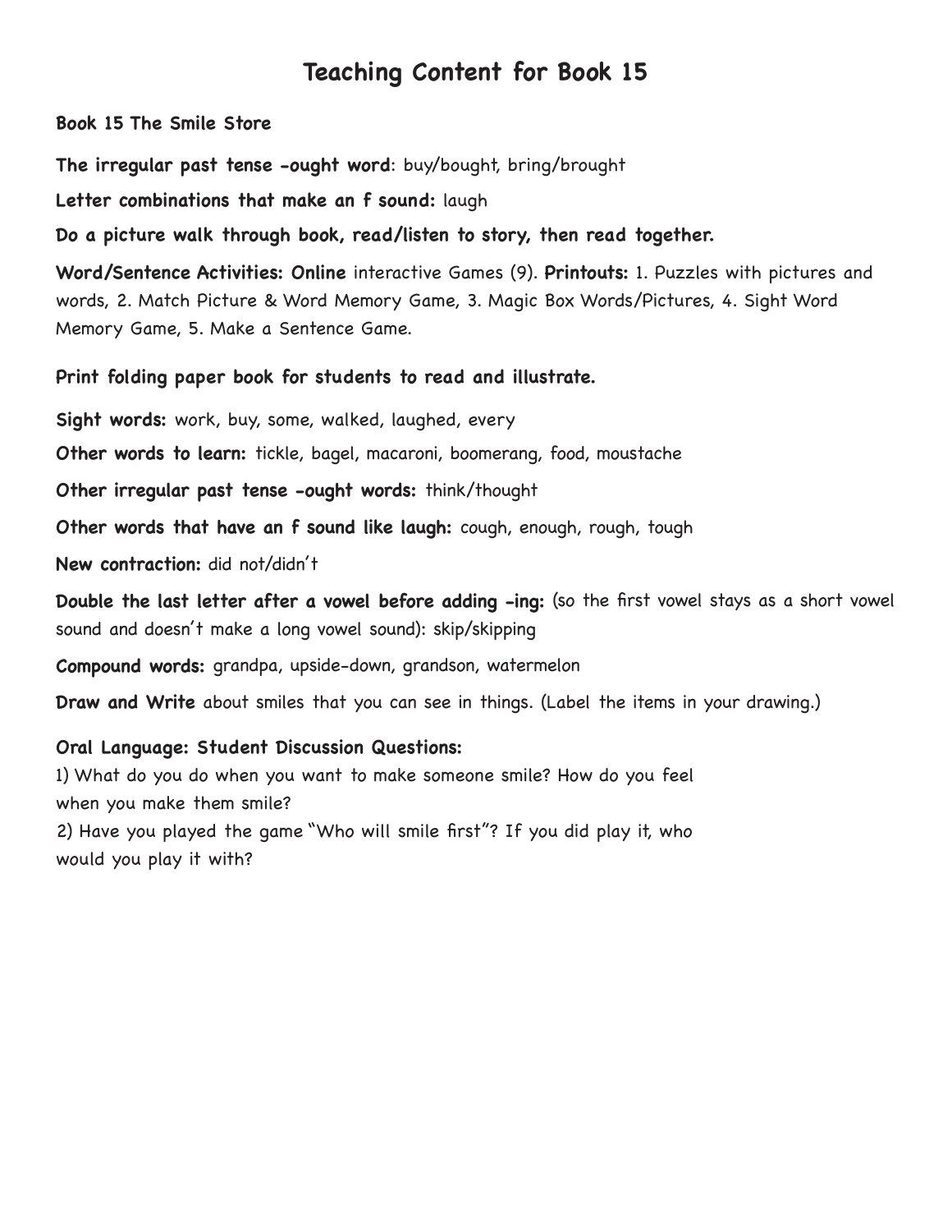# Teaching Content for Book 15

**Book 15 The Smile Store**

**The irregular past tense -ought word**: buy/bought, bring/brought

**Letter combinations that make an f sound:** laugh

**Do a picture walk through book, read/listen to story, then read together.**

**Word/Sentence Activities: Online** interactive Games (9). **Printouts:** 1. Puzzles with pictures and words, 2. Match Picture & Word Memory Game, 3. Magic Box Words/Pictures, 4. Sight Word Memory Game, 5. Make a Sentence Game.

**Print folding paper book for students to read and illustrate.**

**Sight words:** work, buy, some, walked, laughed, every

**Other words to learn:** tickle, bagel, macaroni, boomerang, food, moustache

**Other irregular past tense -ought words:** think/thought

**Other words that have an f sound like laugh:** cough, enough, rough, tough

**New contraction:** did not/didn't

**Double the last letter after a vowel before adding -ing:** (so the first vowel stays as a short vowel sound and doesn't make a long vowel sound): skip/skipping

**Compound words:** grandpa, upside-down, grandson, watermelon

**Draw and Write** about smiles that you can see in things. (Label the items in your drawing.)

**Oral Language: Student Discussion Questions:**

1) What do you do when you want to make someone smile? How do you feel when you make them smile?
2) Have you played the game "Who will smile first"? If you did play it, who would you play it with?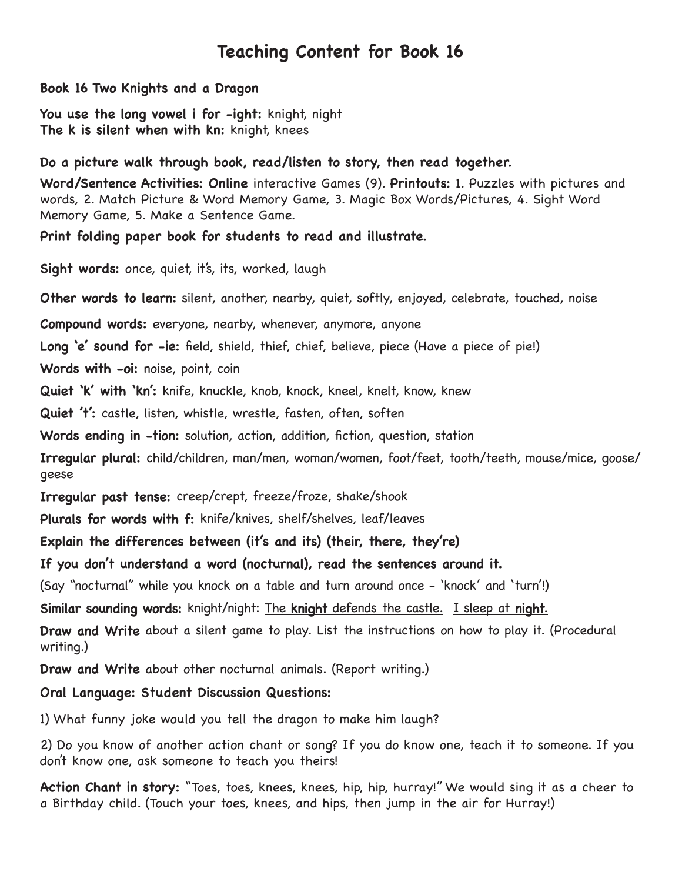# Teaching Content for Book 16

**Book 16 Two Knights and a Dragon**

**You use the long vowel i for -ight:** knight, night
**The k is silent when with kn:** knight, knees

**Do a picture walk through book, read/listen to story, then read together.**

**Word/Sentence Activities: Online** interactive Games (9). **Printouts:** 1. Puzzles with pictures and words, 2. Match Picture & Word Memory Game, 3. Magic Box Words/Pictures, 4. Sight Word Memory Game, 5. Make a Sentence Game.

**Print folding paper book for students to read and illustrate.**

**Sight words:** once, quiet, it's, its, worked, laugh

**Other words to learn:** silent, another, nearby, quiet, softly, enjoyed, celebrate, touched, noise

**Compound words:** everyone, nearby, whenever, anymore, anyone

**Long 'e' sound for -ie:** field, shield, thief, chief, believe, piece (Have a piece of pie!)

**Words with -oi:** noise, point, coin

**Quiet 'k' with 'kn':** knife, knuckle, knob, knock, kneel, knelt, know, knew

**Quiet 't':** castle, listen, whistle, wrestle, fasten, often, soften

**Words ending in -tion:** solution, action, addition, fiction, question, station

**Irregular plural:** child/children, man/men, woman/women, foot/feet, tooth/teeth, mouse/mice, goose/geese

**Irregular past tense:** creep/crept, freeze/froze, shake/shook

**Plurals for words with f:** knife/knives, shelf/shelves, leaf/leaves

**Explain the differences between (it's and its) (their, there, they're)**

**If you don't understand a word (nocturnal), read the sentences around it.**

(Say "nocturnal" while you knock on a table and turn around once - 'knock' and 'turn'!)

**Similar sounding words:** knight/night: <u>The **knight** defends the castle.</u> <u>I sleep at **night**.</u>

**Draw and Write** about a silent game to play. List the instructions on how to play it. (Procedural writing.)

**Draw and Write** about other nocturnal animals. (Report writing.)

**Oral Language: Student Discussion Questions:**

1) What funny joke would you tell the dragon to make him laugh?

2) Do you know of another action chant or song? If you do know one, teach it to someone. If you don't know one, ask someone to teach you theirs!

**Action Chant in story:** "Toes, toes, knees, knees, hip, hip, hurray!" We would sing it as a cheer to a Birthday child. (Touch your toes, knees, and hips, then jump in the air for Hurray!)